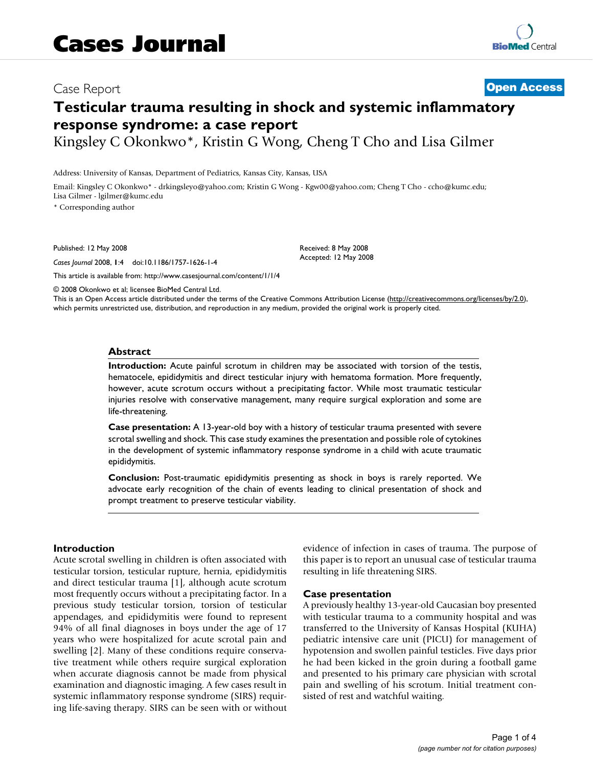# Cases Journal

Case Report

**Open Access**

# Testicular trauma resulting in shock and systemic inflammatory response syndrome: a case report

Kingsley C Okonkwo*, Kristin G Wong, Cheng T Cho and Lisa Gilmer

Address: University of Kansas, Department of Pediatrics, Kansas City, Kansas, USA

Email: Kingsley C Okonkwo* - drkingsleyo@yahoo.com; Kristin G Wong - Kgw00@yahoo.com; Cheng T Cho - ccho@kumc.edu; Lisa Gilmer - lgilmer@kumc.edu

\* Corresponding author

Published: 12 May 2008

*Cases Journal* 2008, **1**:4 doi:10.1186/1757-1626-1-4

Received: 8 May 2008
Accepted: 12 May 2008

This article is available from: http://www.casesjournal.com/content/1/1/4

© 2008 Okonkwo et al; licensee BioMed Central Ltd.
This is an Open Access article distributed under the terms of the Creative Commons Attribution License (http://creativecommons.org/licenses/by/2.0), which permits unrestricted use, distribution, and reproduction in any medium, provided the original work is properly cited.

## Abstract

**Introduction:** Acute painful scrotum in children may be associated with torsion of the testis, hematocele, epididymitis and direct testicular injury with hematoma formation. More frequently, however, acute scrotum occurs without a precipitating factor. While most traumatic testicular injuries resolve with conservative management, many require surgical exploration and some are life-threatening.

**Case presentation:** A 13-year-old boy with a history of testicular trauma presented with severe scrotal swelling and shock. This case study examines the presentation and possible role of cytokines in the development of systemic inflammatory response syndrome in a child with acute traumatic epididymitis.

**Conclusion:** Post-traumatic epididymitis presenting as shock in boys is rarely reported. We advocate early recognition of the chain of events leading to clinical presentation of shock and prompt treatment to preserve testicular viability.

## Introduction

Acute scrotal swelling in children is often associated with testicular torsion, testicular rupture, hernia, epididymitis and direct testicular trauma [1], although acute scrotum most frequently occurs without a precipitating factor. In a previous study testicular torsion, torsion of testicular appendages, and epididymitis were found to represent 94% of all final diagnoses in boys under the age of 17 years who were hospitalized for acute scrotal pain and swelling [2]. Many of these conditions require conservative treatment while others require surgical exploration when accurate diagnosis cannot be made from physical examination and diagnostic imaging. A few cases result in systemic inflammatory response syndrome (SIRS) requiring life-saving therapy. SIRS can be seen with or without evidence of infection in cases of trauma. The purpose of this paper is to report an unusual case of testicular trauma resulting in life threatening SIRS.

## Case presentation

A previously healthy 13-year-old Caucasian boy presented with testicular trauma to a community hospital and was transferred to the University of Kansas Hospital (KUHA) pediatric intensive care unit (PICU) for management of hypotension and swollen painful testicles. Five days prior he had been kicked in the groin during a football game and presented to his primary care physician with scrotal pain and swelling of his scrotum. Initial treatment consisted of rest and watchful waiting.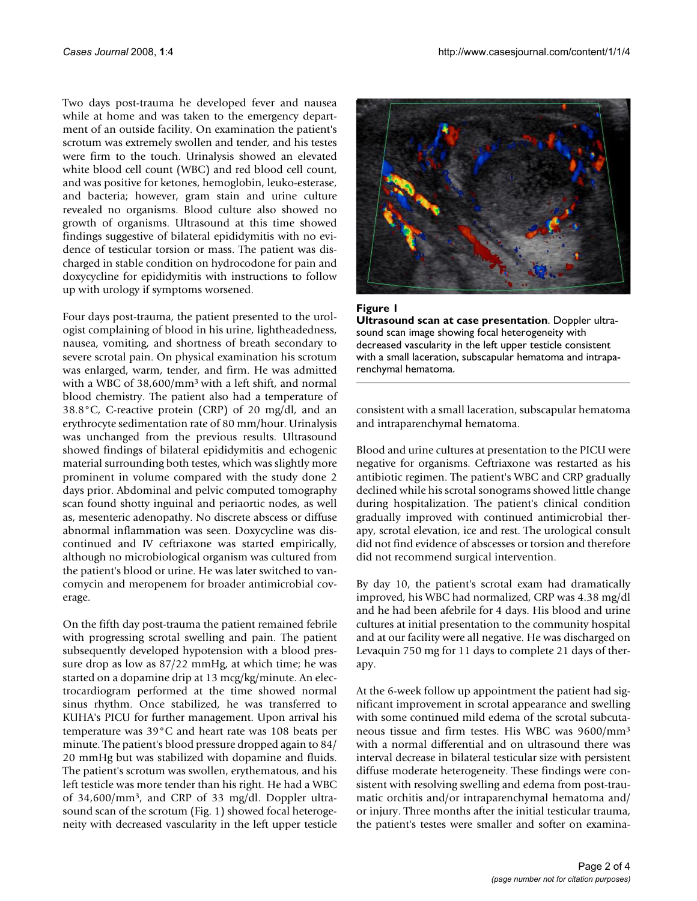Two days post-trauma he developed fever and nausea while at home and was taken to the emergency department of an outside facility. On examination the patient's scrotum was extremely swollen and tender, and his testes were firm to the touch. Urinalysis showed an elevated white blood cell count (WBC) and red blood cell count, and was positive for ketones, hemoglobin, leuko-esterase, and bacteria; however, gram stain and urine culture revealed no organisms. Blood culture also showed no growth of organisms. Ultrasound at this time showed findings suggestive of bilateral epididymitis with no evidence of testicular torsion or mass. The patient was discharged in stable condition on hydrocodone for pain and doxycycline for epididymitis with instructions to follow up with urology if symptoms worsened.

Four days post-trauma, the patient presented to the urologist complaining of blood in his urine, lightheadedness, nausea, vomiting, and shortness of breath secondary to severe scrotal pain. On physical examination his scrotum was enlarged, warm, tender, and firm. He was admitted with a WBC of 38,600/mm$^3$ with a left shift, and normal blood chemistry. The patient also had a temperature of 38.8°C, C-reactive protein (CRP) of 20 mg/dl, and an erythrocyte sedimentation rate of 80 mm/hour. Urinalysis was unchanged from the previous results. Ultrasound showed findings of bilateral epididymitis and echogenic material surrounding both testes, which was slightly more prominent in volume compared with the study done 2 days prior. Abdominal and pelvic computed tomography scan found shotty inguinal and periaortic nodes, as well as, mesenteric adenopathy. No discrete abscess or diffuse abnormal inflammation was seen. Doxycycline was discontinued and IV ceftriaxone was started empirically, although no microbiological organism was cultured from the patient's blood or urine. He was later switched to vancomycin and meropenem for broader antimicrobial coverage.

On the fifth day post-trauma the patient remained febrile with progressing scrotal swelling and pain. The patient subsequently developed hypotension with a blood pressure drop as low as 87/22 mmHg, at which time; he was started on a dopamine drip at 13 mcg/kg/minute. An electrocardiogram performed at the time showed normal sinus rhythm. Once stabilized, he was transferred to KUHA's PICU for further management. Upon arrival his temperature was 39°C and heart rate was 108 beats per minute. The patient's blood pressure dropped again to 84/20 mmHg but was stabilized with dopamine and fluids. The patient's scrotum was swollen, erythematous, and his left testicle was more tender than his right. He had a WBC of 34,600/mm$^3$, and CRP of 33 mg/dl. Doppler ultrasound scan of the scrotum (Fig. 1) showed focal heterogeneity with decreased vascularity in the left upper testicle consistent with a small laceration, subscapular hematoma and intraparenchymal hematoma.

**Figure 1**
**Ultrasound scan at case presentation**. Doppler ultrasound scan image showing focal heterogeneity with decreased vascularity in the left upper testicle consistent with a small laceration, subscapular hematoma and intraparenchymal hematoma.

Blood and urine cultures at presentation to the PICU were negative for organisms. Ceftriaxone was restarted as his antibiotic regimen. The patient's WBC and CRP gradually declined while his scrotal sonograms showed little change during hospitalization. The patient's clinical condition gradually improved with continued antimicrobial therapy, scrotal elevation, ice and rest. The urological consult did not find evidence of abscesses or torsion and therefore did not recommend surgical intervention.

By day 10, the patient's scrotal exam had dramatically improved, his WBC had normalized, CRP was 4.38 mg/dl and he had been afebrile for 4 days. His blood and urine cultures at initial presentation to the community hospital and at our facility were all negative. He was discharged on Levaquin 750 mg for 11 days to complete 21 days of therapy.

At the 6-week follow up appointment the patient had significant improvement in scrotal appearance and swelling with some continued mild edema of the scrotal subcutaneous tissue and firm testes. His WBC was 9600/mm$^3$ with a normal differential and on ultrasound there was interval decrease in bilateral testicular size with persistent diffuse moderate heterogeneity. These findings were consistent with resolving swelling and edema from post-traumatic orchitis and/or intraparenchymal hematoma and/or injury. Three months after the initial testicular trauma, the patient's testes were smaller and softer on examina-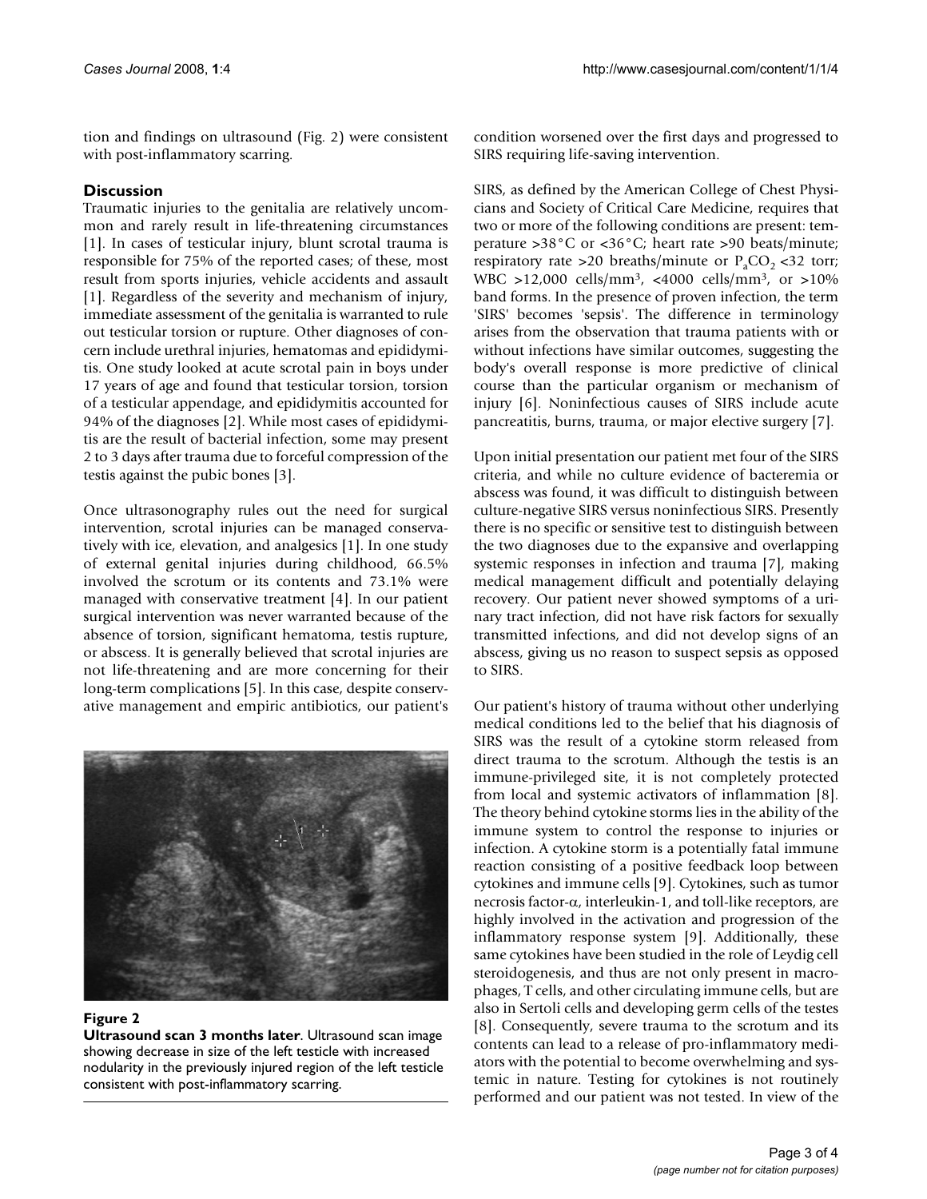tion and findings on ultrasound (Fig. 2) were consistent with post-inflammatory scarring.

## Discussion

Traumatic injuries to the genitalia are relatively uncommon and rarely result in life-threatening circumstances [1]. In cases of testicular injury, blunt scrotal trauma is responsible for 75% of the reported cases; of these, most result from sports injuries, vehicle accidents and assault [1]. Regardless of the severity and mechanism of injury, immediate assessment of the genitalia is warranted to rule out testicular torsion or rupture. Other diagnoses of concern include urethral injuries, hematomas and epididymitis. One study looked at acute scrotal pain in boys under 17 years of age and found that testicular torsion, torsion of a testicular appendage, and epididymitis accounted for 94% of the diagnoses [2]. While most cases of epididymitis are the result of bacterial infection, some may present 2 to 3 days after trauma due to forceful compression of the testis against the pubic bones [3].

Once ultrasonography rules out the need for surgical intervention, scrotal injuries can be managed conservatively with ice, elevation, and analgesics [1]. In one study of external genital injuries during childhood, 66.5% involved the scrotum or its contents and 73.1% were managed with conservative treatment [4]. In our patient surgical intervention was never warranted because of the absence of torsion, significant hematoma, testis rupture, or abscess. It is generally believed that scrotal injuries are not life-threatening and are more concerning for their long-term complications [5]. In this case, despite conservative management and empiric antibiotics, our patient's condition worsened over the first days and progressed to SIRS requiring life-saving intervention.

**Figure 2**

**Ultrasound scan 3 months later**. Ultrasound scan image showing decrease in size of the left testicle with increased nodularity in the previously injured region of the left testicle consistent with post-inflammatory scarring.

SIRS, as defined by the American College of Chest Physicians and Society of Critical Care Medicine, requires that two or more of the following conditions are present: temperature >38°C or <36°C; heart rate >90 beats/minute; respiratory rate >20 breaths/minute or $P_aCO_2$ <32 torr; WBC >12,000 cells/mm$^3$, <4000 cells/mm$^3$, or >10% band forms. In the presence of proven infection, the term 'SIRS' becomes 'sepsis'. The difference in terminology arises from the observation that trauma patients with or without infections have similar outcomes, suggesting the body's overall response is more predictive of clinical course than the particular organism or mechanism of injury [6]. Noninfectious causes of SIRS include acute pancreatitis, burns, trauma, or major elective surgery [7].

Upon initial presentation our patient met four of the SIRS criteria, and while no culture evidence of bacteremia or abscess was found, it was difficult to distinguish between culture-negative SIRS versus noninfectious SIRS. Presently there is no specific or sensitive test to distinguish between the two diagnoses due to the expansive and overlapping systemic responses in infection and trauma [7], making medical management difficult and potentially delaying recovery. Our patient never showed symptoms of a urinary tract infection, did not have risk factors for sexually transmitted infections, and did not develop signs of an abscess, giving us no reason to suspect sepsis as opposed to SIRS.

Our patient's history of trauma without other underlying medical conditions led to the belief that his diagnosis of SIRS was the result of a cytokine storm released from direct trauma to the scrotum. Although the testis is an immune-privileged site, it is not completely protected from local and systemic activators of inflammation [8]. The theory behind cytokine storms lies in the ability of the immune system to control the response to injuries or infection. A cytokine storm is a potentially fatal immune reaction consisting of a positive feedback loop between cytokines and immune cells [9]. Cytokines, such as tumor necrosis factor-α, interleukin-1, and toll-like receptors, are highly involved in the activation and progression of the inflammatory response system [9]. Additionally, these same cytokines have been studied in the role of Leydig cell steroidogenesis, and thus are not only present in macrophages, T cells, and other circulating immune cells, but are also in Sertoli cells and developing germ cells of the testes [8]. Consequently, severe trauma to the scrotum and its contents can lead to a release of pro-inflammatory mediators with the potential to become overwhelming and systemic in nature. Testing for cytokines is not routinely performed and our patient was not tested. In view of the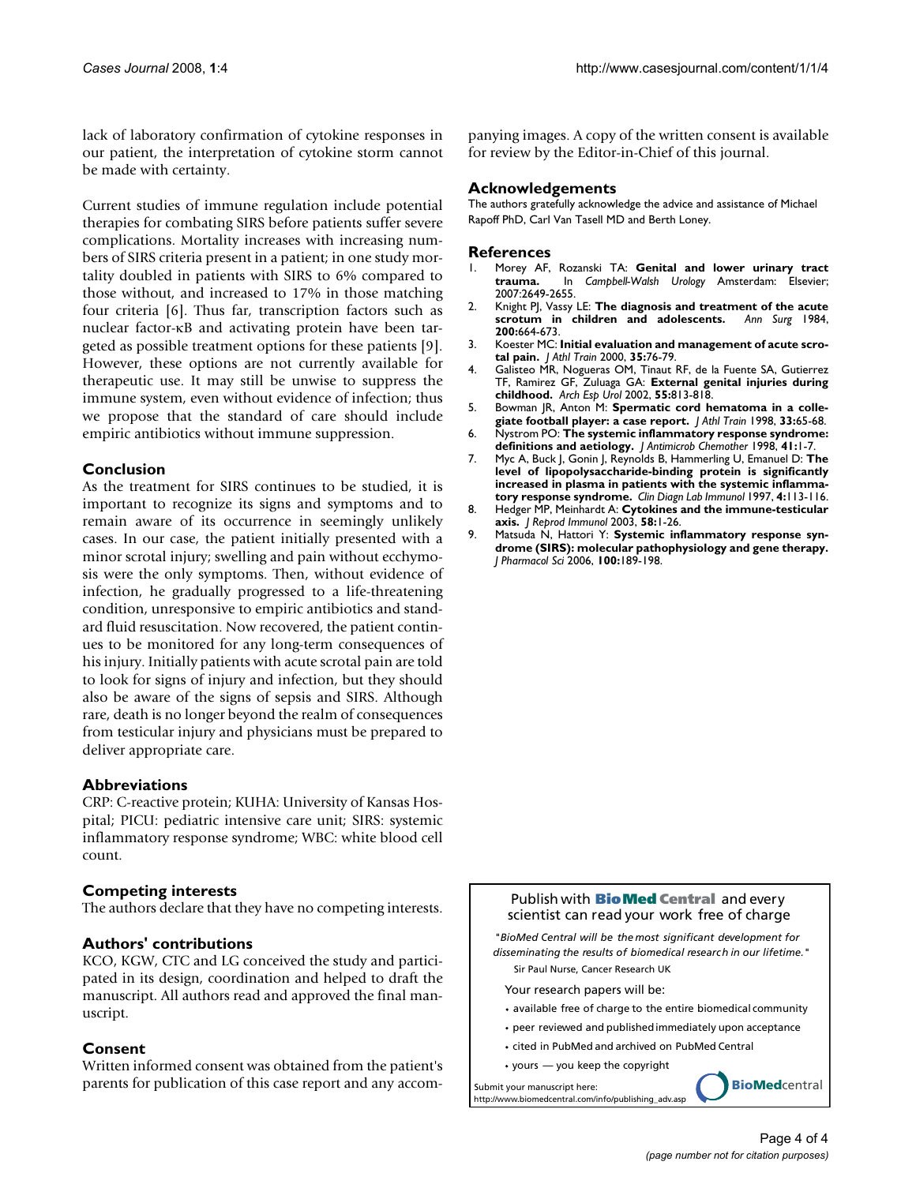lack of laboratory confirmation of cytokine responses in our patient, the interpretation of cytokine storm cannot be made with certainty.

Current studies of immune regulation include potential therapies for combating SIRS before patients suffer severe complications. Mortality increases with increasing numbers of SIRS criteria present in a patient; in one study mortality doubled in patients with SIRS to 6% compared to those without, and increased to 17% in those matching four criteria [6]. Thus far, transcription factors such as nuclear factor-κB and activating protein have been targeted as possible treatment options for these patients [9]. However, these options are not currently available for therapeutic use. It may still be unwise to suppress the immune system, even without evidence of infection; thus we propose that the standard of care should include empiric antibiotics without immune suppression.

## Conclusion

As the treatment for SIRS continues to be studied, it is important to recognize its signs and symptoms and to remain aware of its occurrence in seemingly unlikely cases. In our case, the patient initially presented with a minor scrotal injury; swelling and pain without ecchymosis were the only symptoms. Then, without evidence of infection, he gradually progressed to a life-threatening condition, unresponsive to empiric antibiotics and standard fluid resuscitation. Now recovered, the patient continues to be monitored for any long-term consequences of his injury. Initially patients with acute scrotal pain are told to look for signs of injury and infection, but they should also be aware of the signs of sepsis and SIRS. Although rare, death is no longer beyond the realm of consequences from testicular injury and physicians must be prepared to deliver appropriate care.

## Abbreviations

CRP: C-reactive protein; KUHA: University of Kansas Hospital; PICU: pediatric intensive care unit; SIRS: systemic inflammatory response syndrome; WBC: white blood cell count.

## Competing interests

The authors declare that they have no competing interests.

## Authors' contributions

KCO, KGW, CTC and LG conceived the study and participated in its design, coordination and helped to draft the manuscript. All authors read and approved the final manuscript.

## Consent

Written informed consent was obtained from the patient's parents for publication of this case report and any accompanying images. A copy of the written consent is available for review by the Editor-in-Chief of this journal.

## Acknowledgements

The authors gratefully acknowledge the advice and assistance of Michael Rapoff PhD, Carl Van Tassell MD and Berth Loney.

## References

1. Morey AF, Rozanski TA: **Genital and lower urinary tract trauma.** In *Campbell-Walsh Urology* Amsterdam: Elsevier; 2007:2649-2655.
2. Knight PJ, Vassy LE: **The diagnosis and treatment of the acute scrotum in children and adolescents.** *Ann Surg* 1984, **200:**664-673.
3. Koester MC: **Initial evaluation and management of acute scrotal pain.** *J Athl Train* 2000, **35:**76-79.
4. Galisteo MR, Nogueras OM, Tinaut RF, de la Fuente SA, Gutierrez TF, Ramirez GF, Zuluaga GA: **External genital injuries during childhood.** *Arch Esp Urol* 2002, **55:**813-818.
5. Bowman JR, Anton M: **Spermatic cord hematoma in a collegiate football player: a case report.** *J Athl Train* 1998, **33:**65-68.
6. Nystrom PO: **The systemic inflammatory response syndrome: definitions and aetiology.** *J Antimicrob Chemother* 1998, **41:**1-7.
7. Myc A, Buck J, Gonin J, Reynolds B, Hammerling U, Emanuel D: **The level of lipopolysaccharide-binding protein is significantly increased in plasma in patients with the systemic inflammatory response syndrome.** *Clin Diagn Lab Immunol* 1997, **4:**113-116.
8. Hedger MP, Meinhardt A: **Cytokines and the immune-testicular axis.** *J Reprod Immunol* 2003, **58:**1-26.
9. Matsuda N, Hattori Y: **Systemic inflammatory response syndrome (SIRS): molecular pathophysiology and gene therapy.** *J Pharmacol Sci* 2006, **100:**189-198.

Publish with **BioMed Central** and every scientist can read your work free of charge

*"BioMed Central will be the most significant development for disseminating the results of biomedical research in our lifetime."*
Sir Paul Nurse, Cancer Research UK

Your research papers will be:

- available free of charge to the entire biomedical community
- peer reviewed and published immediately upon acceptance
- cited in PubMed and archived on PubMed Central
- yours — you keep the copyright

Submit your manuscript here:
http://www.biomedcentral.com/info/publishing_adv.asp

BioMedcentral